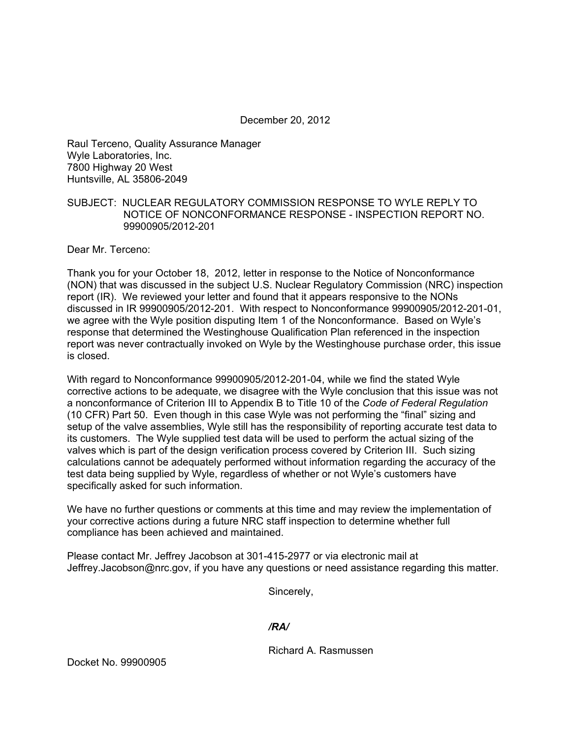December 20, 2012

Raul Terceno, Quality Assurance Manager
Wyle Laboratories, Inc.
7800 Highway 20 West
Huntsville, AL 35806-2049

SUBJECT: NUCLEAR REGULATORY COMMISSION RESPONSE TO WYLE REPLY TO NOTICE OF NONCONFORMANCE RESPONSE - INSPECTION REPORT NO. 99900905/2012-201

Dear Mr. Terceno:

Thank you for your October 18, 2012, letter in response to the Notice of Nonconformance (NON) that was discussed in the subject U.S. Nuclear Regulatory Commission (NRC) inspection report (IR). We reviewed your letter and found that it appears responsive to the NONs discussed in IR 99900905/2012-201. With respect to Nonconformance 99900905/2012-201-01, we agree with the Wyle position disputing Item 1 of the Nonconformance. Based on Wyle's response that determined the Westinghouse Qualification Plan referenced in the inspection report was never contractually invoked on Wyle by the Westinghouse purchase order, this issue is closed.

With regard to Nonconformance 99900905/2012-201-04, while we find the stated Wyle corrective actions to be adequate, we disagree with the Wyle conclusion that this issue was not a nonconformance of Criterion III to Appendix B to Title 10 of the *Code of Federal Regulation* (10 CFR) Part 50. Even though in this case Wyle was not performing the "final" sizing and setup of the valve assemblies, Wyle still has the responsibility of reporting accurate test data to its customers. The Wyle supplied test data will be used to perform the actual sizing of the valves which is part of the design verification process covered by Criterion III. Such sizing calculations cannot be adequately performed without information regarding the accuracy of the test data being supplied by Wyle, regardless of whether or not Wyle's customers have specifically asked for such information.

We have no further questions or comments at this time and may review the implementation of your corrective actions during a future NRC staff inspection to determine whether full compliance has been achieved and maintained.

Please contact Mr. Jeffrey Jacobson at 301-415-2977 or via electronic mail at Jeffrey.Jacobson@nrc.gov, if you have any questions or need assistance regarding this matter.

Sincerely,

***/RA/***

Richard A. Rasmussen

Docket No. 99900905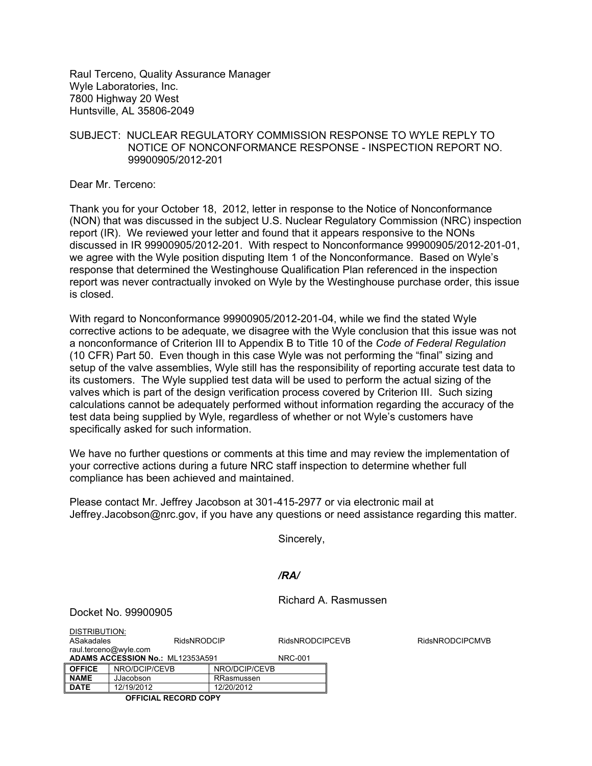Raul Terceno, Quality Assurance Manager
Wyle Laboratories, Inc.
7800 Highway 20 West
Huntsville, AL 35806-2049

SUBJECT: NUCLEAR REGULATORY COMMISSION RESPONSE TO WYLE REPLY TO NOTICE OF NONCONFORMANCE RESPONSE - INSPECTION REPORT NO. 99900905/2012-201

Dear Mr. Terceno:

Thank you for your October 18, 2012, letter in response to the Notice of Nonconformance (NON) that was discussed in the subject U.S. Nuclear Regulatory Commission (NRC) inspection report (IR). We reviewed your letter and found that it appears responsive to the NONs discussed in IR 99900905/2012-201. With respect to Nonconformance 99900905/2012-201-01, we agree with the Wyle position disputing Item 1 of the Nonconformance. Based on Wyle's response that determined the Westinghouse Qualification Plan referenced in the inspection report was never contractually invoked on Wyle by the Westinghouse purchase order, this issue is closed.

With regard to Nonconformance 99900905/2012-201-04, while we find the stated Wyle corrective actions to be adequate, we disagree with the Wyle conclusion that this issue was not a nonconformance of Criterion III to Appendix B to Title 10 of the *Code of Federal Regulation* (10 CFR) Part 50. Even though in this case Wyle was not performing the "final" sizing and setup of the valve assemblies, Wyle still has the responsibility of reporting accurate test data to its customers. The Wyle supplied test data will be used to perform the actual sizing of the valves which is part of the design verification process covered by Criterion III. Such sizing calculations cannot be adequately performed without information regarding the accuracy of the test data being supplied by Wyle, regardless of whether or not Wyle's customers have specifically asked for such information.

We have no further questions or comments at this time and may review the implementation of your corrective actions during a future NRC staff inspection to determine whether full compliance has been achieved and maintained.

Please contact Mr. Jeffrey Jacobson at 301-415-2977 or via electronic mail at Jeffrey.Jacobson@nrc.gov, if you have any questions or need assistance regarding this matter.

Sincerely,

*/RA/*

Richard A. Rasmussen

Docket No. 99900905

DISTRIBUTION:
ASakadales RidsNRODCIP RidsNRODCIPCEVB RidsNRODCIPCMVB
raul.terceno@wyle.com

**ADAMS ACCESSION No.:** ML12353A591 NRC-001

| **OFFICE** | NRO/DCIP/CEVB | NRO/DCIP/CEVB |
|---|---|---|
| **NAME** | JJacobson | RRasmussen |
| **DATE** | 12/19/2012 | 12/20/2012 |

**OFFICIAL RECORD COPY**